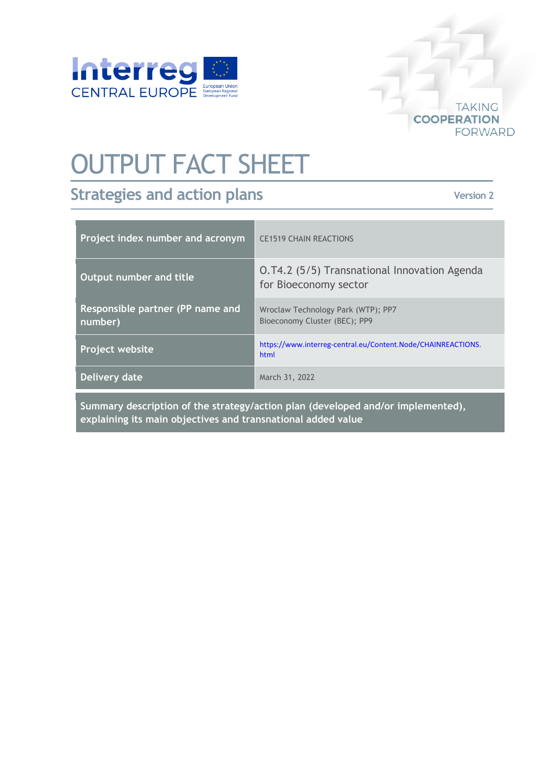# OUTPUT FACT SHEET

## Strategies and action plans

Version 2

| | |
|---|---|
| Project index number and acronym | CE1519 CHAIN REACTIONS |
| Output number and title | O.T4.2 (5/5) Transnational Innovation Agenda for Bioeconomy sector |
| Responsible partner (PP name and number) | Wroclaw Technology Park (WTP); PP7<br>Bioeconomy Cluster (BEC); PP9 |
| Project website | https://www.interreg-central.eu/Content.Node/CHAINREACTIONS.html |
| Delivery date | March 31, 2022 |

**Summary description of the strategy/action plan (developed and/or implemented), explaining its main objectives and transnational added value**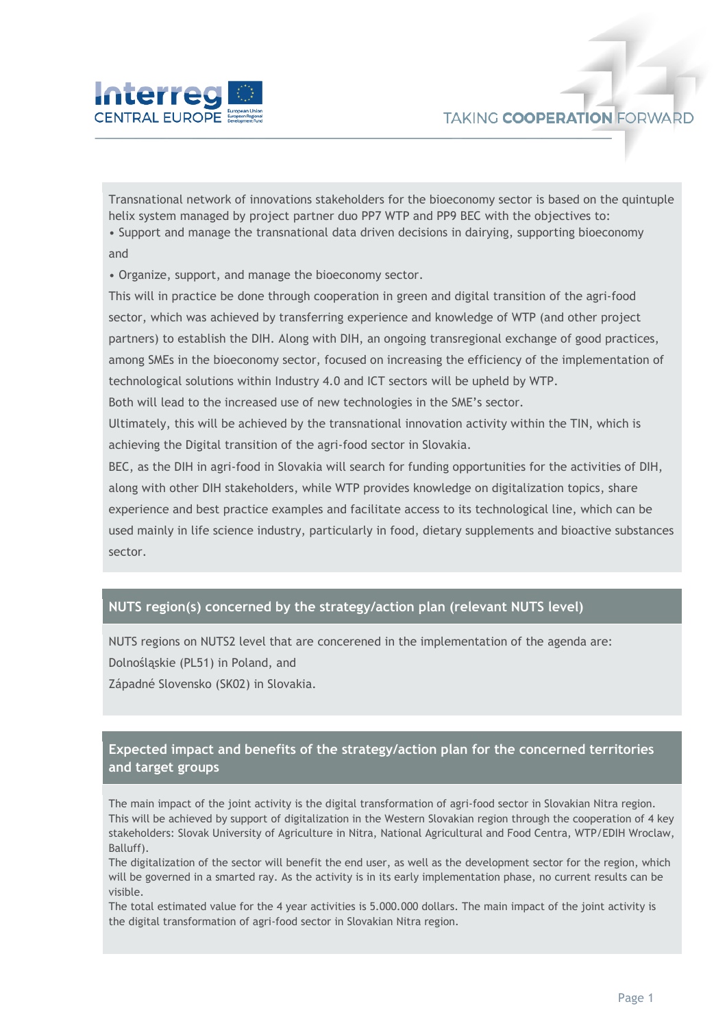Transnational network of innovations stakeholders for the bioeconomy sector is based on the quintuple helix system managed by project partner duo PP7 WTP and PP9 BEC with the objectives to:

- Support and manage the transnational data driven decisions in dairying, supporting bioeconomy and
- Organize, support, and manage the bioeconomy sector.

This will in practice be done through cooperation in green and digital transition of the agri-food sector, which was achieved by transferring experience and knowledge of WTP (and other project partners) to establish the DIH. Along with DIH, an ongoing transregional exchange of good practices, among SMEs in the bioeconomy sector, focused on increasing the efficiency of the implementation of technological solutions within Industry 4.0 and ICT sectors will be upheld by WTP.

Both will lead to the increased use of new technologies in the SME's sector.

Ultimately, this will be achieved by the transnational innovation activity within the TIN, which is achieving the Digital transition of the agri-food sector in Slovakia.

BEC, as the DIH in agri-food in Slovakia will search for funding opportunities for the activities of DIH, along with other DIH stakeholders, while WTP provides knowledge on digitalization topics, share experience and best practice examples and facilitate access to its technological line, which can be used mainly in life science industry, particularly in food, dietary supplements and bioactive substances sector.

## NUTS region(s) concerned by the strategy/action plan (relevant NUTS level)

NUTS regions on NUTS2 level that are concerned in the implementation of the agenda are:

Dolnośląskie (PL51) in Poland, and

Západné Slovensko (SK02) in Slovakia.

## Expected impact and benefits of the strategy/action plan for the concerned territories and target groups

The main impact of the joint activity is the digital transformation of agri-food sector in Slovakian Nitra region. This will be achieved by support of digitalization in the Western Slovakian region through the cooperation of 4 key stakeholders: Slovak University of Agriculture in Nitra, National Agricultural and Food Centra, WTP/EDIH Wroclaw, Balluff).

The digitalization of the sector will benefit the end user, as well as the development sector for the region, which will be governed in a smarted ray. As the activity is in its early implementation phase, no current results can be visible.

The total estimated value for the 4 year activities is 5.000.000 dollars. The main impact of the joint activity is the digital transformation of agri-food sector in Slovakian Nitra region.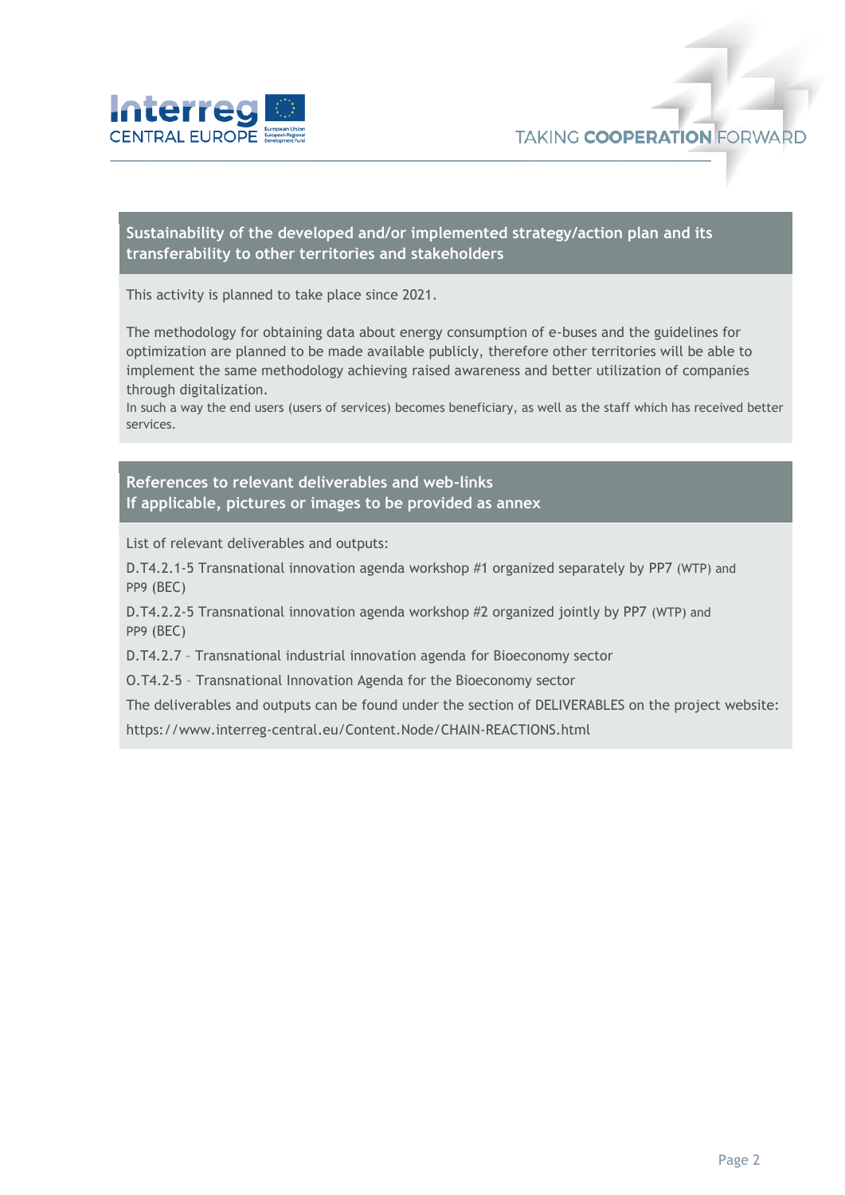## Sustainability of the developed and/or implemented strategy/action plan and its transferability to other territories and stakeholders

This activity is planned to take place since 2021.

The methodology for obtaining data about energy consumption of e-buses and the guidelines for optimization are planned to be made available publicly, therefore other territories will be able to implement the same methodology achieving raised awareness and better utilization of companies through digitalization.
In such a way the end users (users of services) becomes beneficiary, as well as the staff which has received better services.

## References to relevant deliverables and web-links
## If applicable, pictures or images to be provided as annex

List of relevant deliverables and outputs:

D.T4.2.1-5 Transnational innovation agenda workshop #1 organized separately by PP7 (WTP) and PP9 (BEC)

D.T4.2.2-5 Transnational innovation agenda workshop #2 organized jointly by PP7 (WTP) and PP9 (BEC)

D.T4.2.7 – Transnational industrial innovation agenda for Bioeconomy sector

O.T4.2-5 – Transnational Innovation Agenda for the Bioeconomy sector

The deliverables and outputs can be found under the section of DELIVERABLES on the project website:

https://www.interreg-central.eu/Content.Node/CHAIN-REACTIONS.html